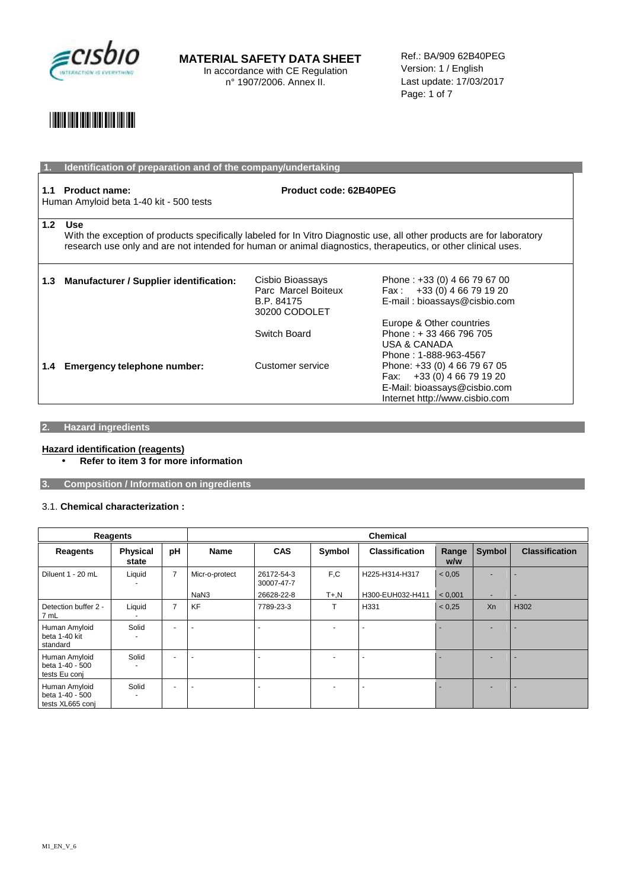**MATERIAL SAFETY DATA SHEET**
In accordance with CE Regulation n° 1907/2006. Annex II.

Ref.: BA/909 62B40PEG
Version: 1 / English
Last update: 17/03/2017

## 1. Identification of preparation and of the company/undertaking

**1.1 Product name:** Human Amyloid beta 1-40 kit - 500 tests

**Product code: 62B40PEG**

**1.2 Use**

With the exception of products specifically labeled for In Vitro Diagnostic use, all other products are for laboratory research use only and are not intended for human or animal diagnostics, therapeutics, or other clinical uses.

**1.3 Manufacturer / Supplier identification:**

Cisbio Bioassays
Parc Marcel Boiteux
B.P. 84175
30200 CODOLET

Phone : +33 (0) 4 66 79 67 00
Fax : +33 (0) 4 66 79 19 20
E-mail : bioassays@cisbio.com

Switch Board

Europe & Other countries
Phone : + 33 466 796 705
USA & CANADA
Phone : 1-888-963-4567

**1.4 Emergency telephone number:**

Customer service

Phone: +33 (0) 4 66 79 67 05
Fax: +33 (0) 4 66 79 19 20
E-Mail: bioassays@cisbio.com
Internet http://www.cisbio.com

## 2. Hazard ingredients

**Hazard identification (reagents)**

- **Refer to item 3 for more information**

## 3. Composition / Information on ingredients

3.1. **Chemical characterization :**

| Reagents | | | Chemical | | | | | | |
|---|---|---|---|---|---|---|---|---|---|
| **Reagents** | **Physical state** | **pH** | **Name** | **CAS** | **Symbol** | **Classification** | **Range w/w** | **Symbol** | **Classification** |
| Diluent 1 - 20 mL | Liquid - | 7 | Micr-o-protect | 26172-54-3 30007-47-7 | F,C | H225-H314-H317 | < 0,05 | - | - |
| | | | NaN3 | 26628-22-8 | T+,N | H300-EUH032-H411 | < 0,001 | - | - |
| Detection buffer 2 - 7 mL | Liquid - | 7 | KF | 7789-23-3 | T | H331 | < 0,25 | Xn | H302 |
| Human Amyloid beta 1-40 kit standard | Solid - | - | - | - | - | - | - | - | - |
| Human Amyloid beta 1-40 - 500 tests Eu conj | Solid - | - | - | - | - | - | - | - | - |
| Human Amyloid beta 1-40 - 500 tests XL665 conj | Solid - | - | - | - | - | - | - | - | - |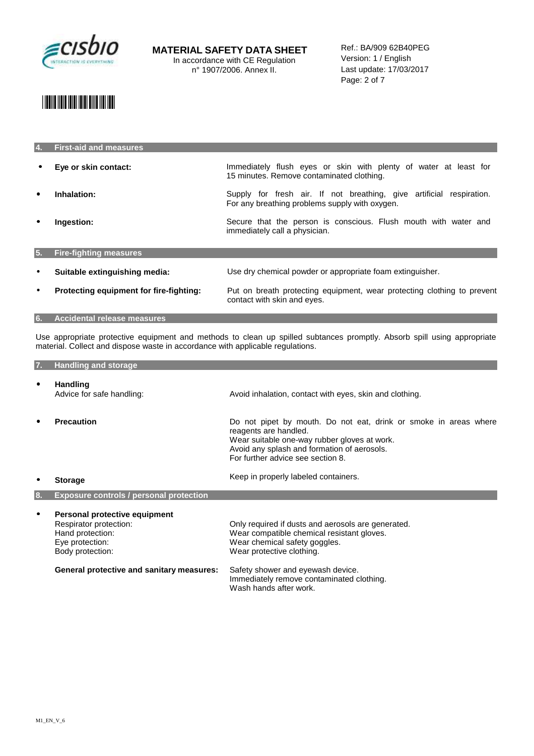## 4. First-aid and measures

- **Eye or skin contact:** Immediately flush eyes or skin with plenty of water at least for 15 minutes. Remove contaminated clothing.
- **Inhalation:** Supply for fresh air. If not breathing, give artificial respiration. For any breathing problems supply with oxygen.
- **Ingestion:** Secure that the person is conscious. Flush mouth with water and immediately call a physician.

## 5. Fire-fighting measures

- **Suitable extinguishing media:** Use dry chemical powder or appropriate foam extinguisher.
- **Protecting equipment for fire-fighting:** Put on breath protecting equipment, wear protecting clothing to prevent contact with skin and eyes.

## 6. Accidental release measures

Use appropriate protective equipment and methods to clean up spilled subtances promptly. Absorb spill using appropriate material. Collect and dispose waste in accordance with applicable regulations.

## 7. Handling and storage

- **Handling**
  Advice for safe handling: Avoid inhalation, contact with eyes, skin and clothing.
- **Precaution** Do not pipet by mouth. Do not eat, drink or smoke in areas where reagents are handled.
  Wear suitable one-way rubber gloves at work.
  Avoid any splash and formation of aerosols.
  For further advice see section 8.
- **Storage** Keep in properly labeled containers.

## 8. Exposure controls / personal protection

- **Personal protective equipment**
  Respirator protection: Only required if dusts and aerosols are generated.
  Hand protection: Wear compatible chemical resistant gloves.
  Eye protection: Wear chemical safety goggles.
  Body protection: Wear protective clothing.

  **General protective and sanitary measures:** Safety shower and eyewash device.
  Immediately remove contaminated clothing.
  Wash hands after work.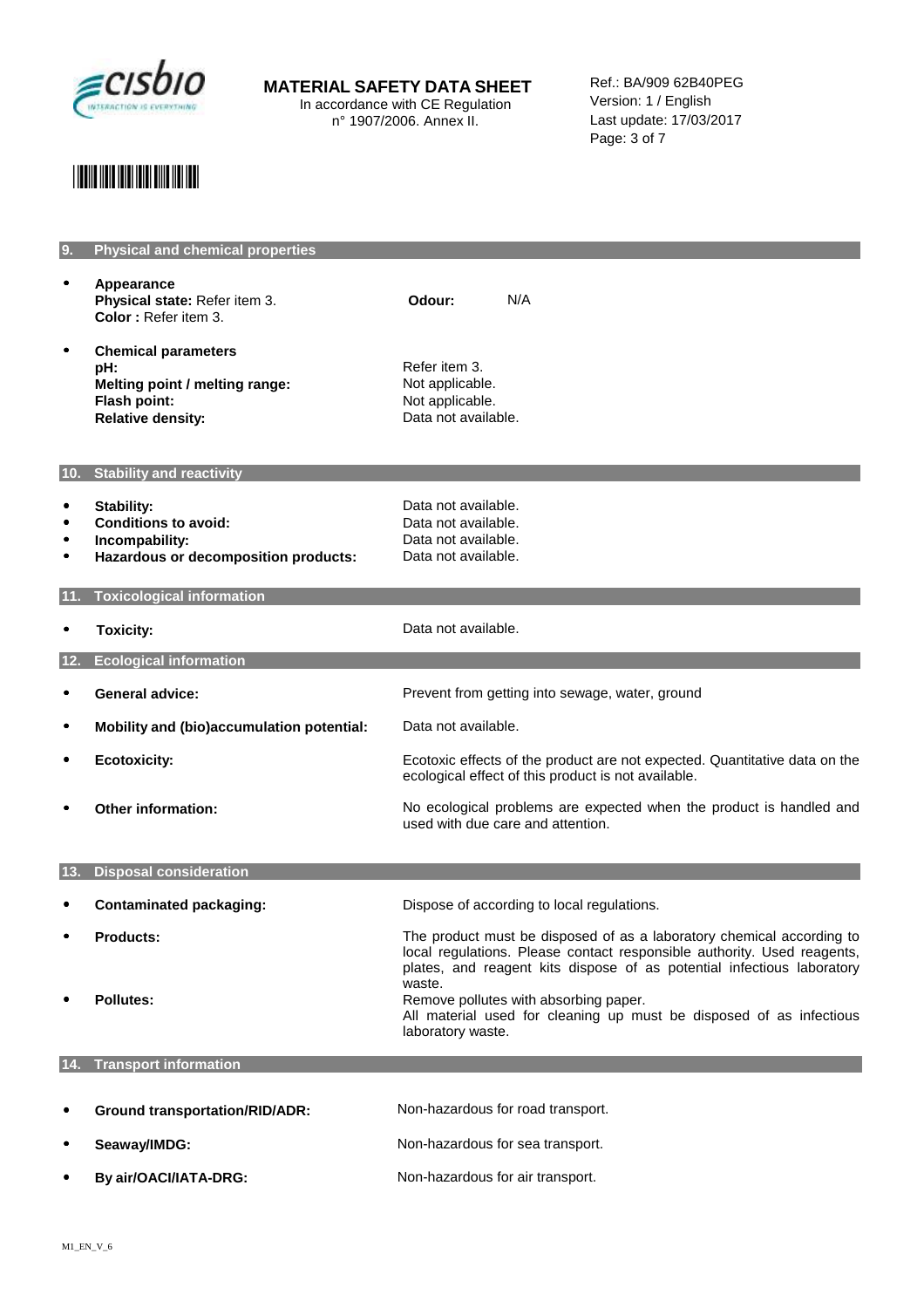## 9. Physical and chemical properties

- **Appearance**
  **Physical state:** Refer item 3.
  **Color :** Refer item 3.
  **Odour:** N/A

- **Chemical parameters**

| | |
|---|---|
| **pH:** | Refer item 3. |
| **Melting point / melting range:** | Not applicable. |
| **Flash point:** | Not applicable. |
| **Relative density:** | Data not available. |

## 10. Stability and reactivity

- **Stability:** Data not available.
- **Conditions to avoid:** Data not available.
- **Incompability:** Data not available.
- **Hazardous or decomposition products:** Data not available.

## 11. Toxicological information

- **Toxicity:** Data not available.

## 12. Ecological information

- **General advice:** Prevent from getting into sewage, water, ground
- **Mobility and (bio)accumulation potential:** Data not available.
- **Ecotoxicity:** Ecotoxic effects of the product are not expected. Quantitative data on the ecological effect of this product is not available.
- **Other information:** No ecological problems are expected when the product is handled and used with due care and attention.

## 13. Disposal consideration

- **Contaminated packaging:** Dispose of according to local regulations.
- **Products:** The product must be disposed of as a laboratory chemical according to local regulations. Please contact responsible authority. Used reagents, plates, and reagent kits dispose of as potential infectious laboratory waste.
- **Pollutes:** Remove pollutes with absorbing paper.
  All material used for cleaning up must be disposed of as infectious laboratory waste.

## 14. Transport information

- **Ground transportation/RID/ADR:** Non-hazardous for road transport.
- **Seaway/IMDG:** Non-hazardous for sea transport.
- **By air/OACI/IATA-DRG:** Non-hazardous for air transport.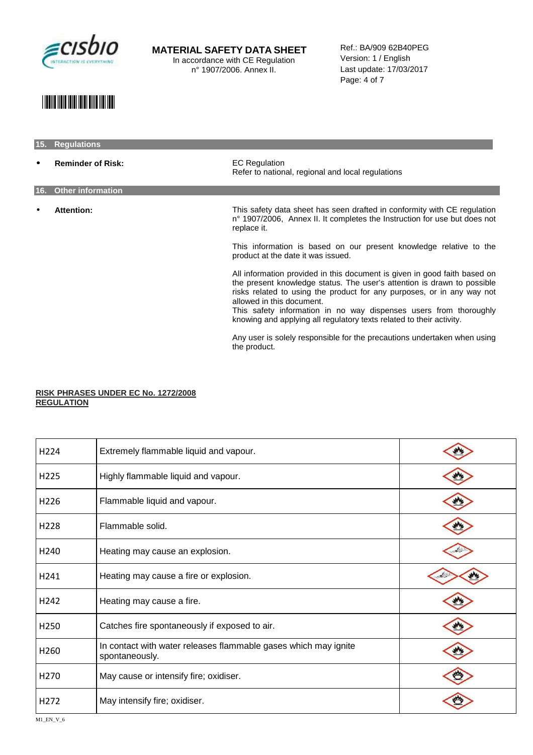## 15. Regulations

- **Reminder of Risk:** EC Regulation
Refer to national, regional and local regulations

## 16. Other information

- **Attention:** This safety data sheet has seen drafted in conformity with CE regulation n° 1907/2006, Annex II. It completes the Instruction for use but does not replace it.

This information is based on our present knowledge relative to the product at the date it was issued.

All information provided in this document is given in good faith based on the present knowledge status. The user's attention is drawn to possible risks related to using the product for any purposes, or in any way not allowed in this document.
This safety information in no way dispenses users from thoroughly knowing and applying all regulatory texts related to their activity.

Any user is solely responsible for the precautions undertaken when using the product.

**RISK PHRASES UNDER EC No. 1272/2008 REGULATION**

| | | |
|---|---|---|
| H224 | Extremely flammable liquid and vapour. | |
| H225 | Highly flammable liquid and vapour. | |
| H226 | Flammable liquid and vapour. | |
| H228 | Flammable solid. | |
| H240 | Heating may cause an explosion. | |
| H241 | Heating may cause a fire or explosion. | |
| H242 | Heating may cause a fire. | |
| H250 | Catches fire spontaneously if exposed to air. | |
| H260 | In contact with water releases flammable gases which may ignite spontaneously. | |
| H270 | May cause or intensify fire; oxidiser. | |
| H272 | May intensify fire; oxidiser. | |

M1_EN_V_6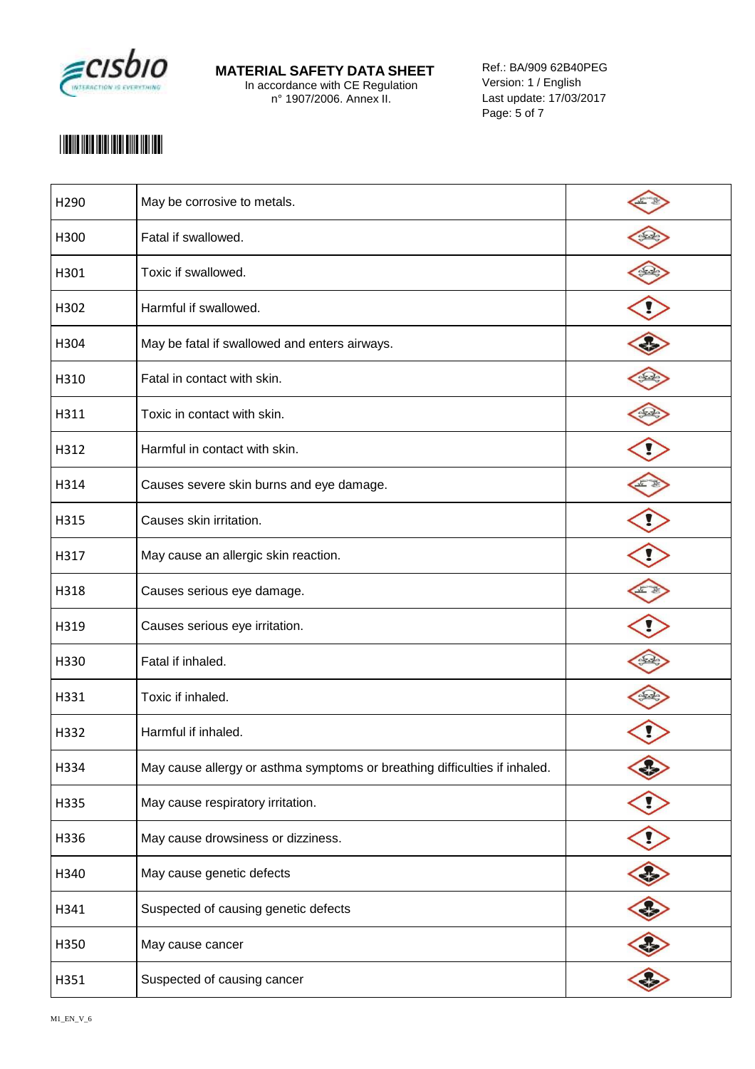| H290 | May be corrosive to metals. | |
|---|---|---|
| H300 | Fatal if swallowed. | |
| H301 | Toxic if swallowed. | |
| H302 | Harmful if swallowed. | |
| H304 | May be fatal if swallowed and enters airways. | |
| H310 | Fatal in contact with skin. | |
| H311 | Toxic in contact with skin. | |
| H312 | Harmful in contact with skin. | |
| H314 | Causes severe skin burns and eye damage. | |
| H315 | Causes skin irritation. | |
| H317 | May cause an allergic skin reaction. | |
| H318 | Causes serious eye damage. | |
| H319 | Causes serious eye irritation. | |
| H330 | Fatal if inhaled. | |
| H331 | Toxic if inhaled. | |
| H332 | Harmful if inhaled. | |
| H334 | May cause allergy or asthma symptoms or breathing difficulties if inhaled. | |
| H335 | May cause respiratory irritation. | |
| H336 | May cause drowsiness or dizziness. | |
| H340 | May cause genetic defects | |
| H341 | Suspected of causing genetic defects | |
| H350 | May cause cancer | |
| H351 | Suspected of causing cancer | |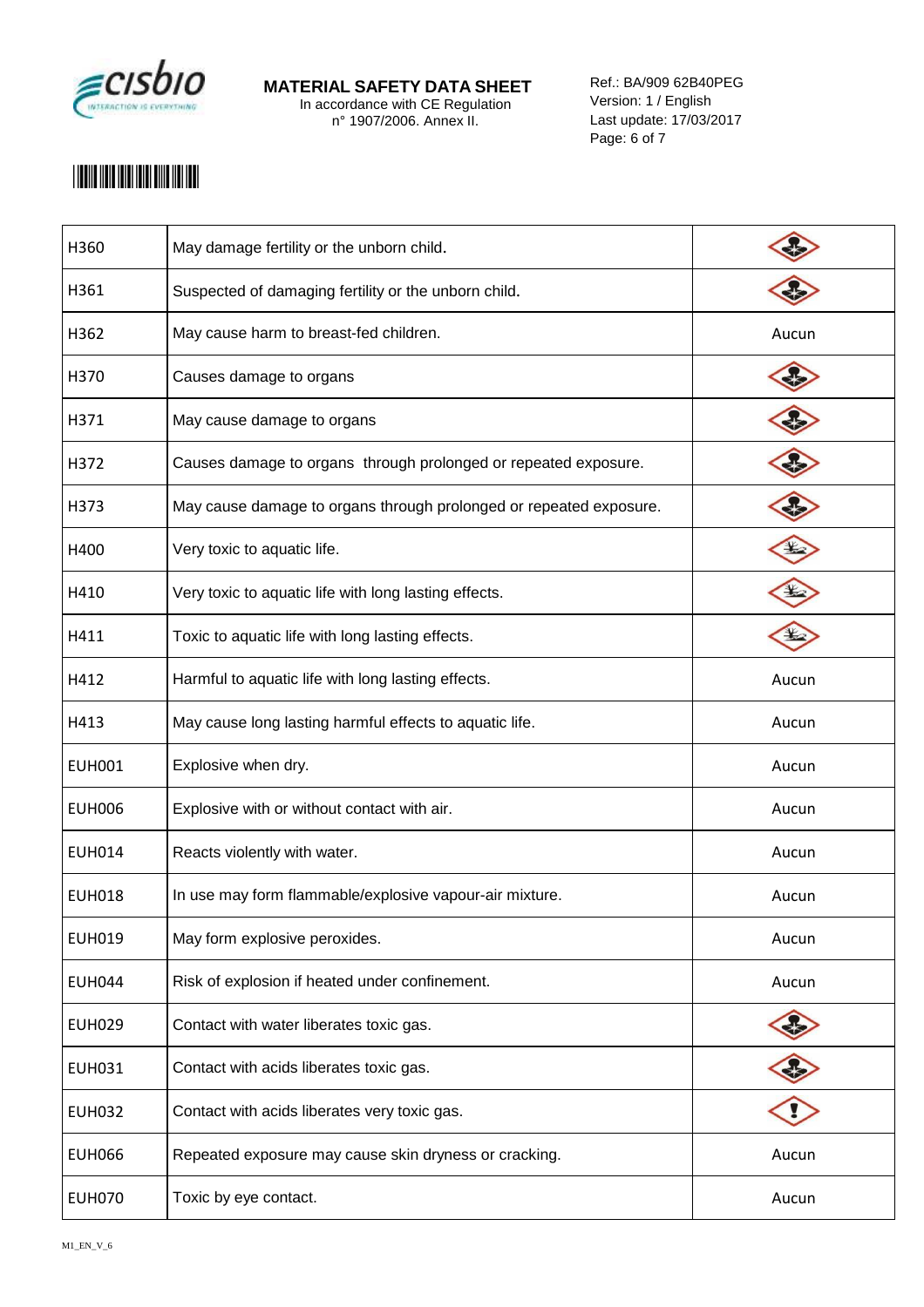| H360 | May damage fertility or the unborn child. | |
|---|---|---|
| H361 | Suspected of damaging fertility or the unborn child. | |
| H362 | May cause harm to breast-fed children. | Aucun |
| H370 | Causes damage to organs | |
| H371 | May cause damage to organs | |
| H372 | Causes damage to organs through prolonged or repeated exposure. | |
| H373 | May cause damage to organs through prolonged or repeated exposure. | |
| H400 | Very toxic to aquatic life. | |
| H410 | Very toxic to aquatic life with long lasting effects. | |
| H411 | Toxic to aquatic life with long lasting effects. | |
| H412 | Harmful to aquatic life with long lasting effects. | Aucun |
| H413 | May cause long lasting harmful effects to aquatic life. | Aucun |
| EUH001 | Explosive when dry. | Aucun |
| EUH006 | Explosive with or without contact with air. | Aucun |
| EUH014 | Reacts violently with water. | Aucun |
| EUH018 | In use may form flammable/explosive vapour-air mixture. | Aucun |
| EUH019 | May form explosive peroxides. | Aucun |
| EUH044 | Risk of explosion if heated under confinement. | Aucun |
| EUH029 | Contact with water liberates toxic gas. | |
| EUH031 | Contact with acids liberates toxic gas. | |
| EUH032 | Contact with acids liberates very toxic gas. | |
| EUH066 | Repeated exposure may cause skin dryness or cracking. | Aucun |
| EUH070 | Toxic by eye contact. | Aucun |

M1_EN_V_6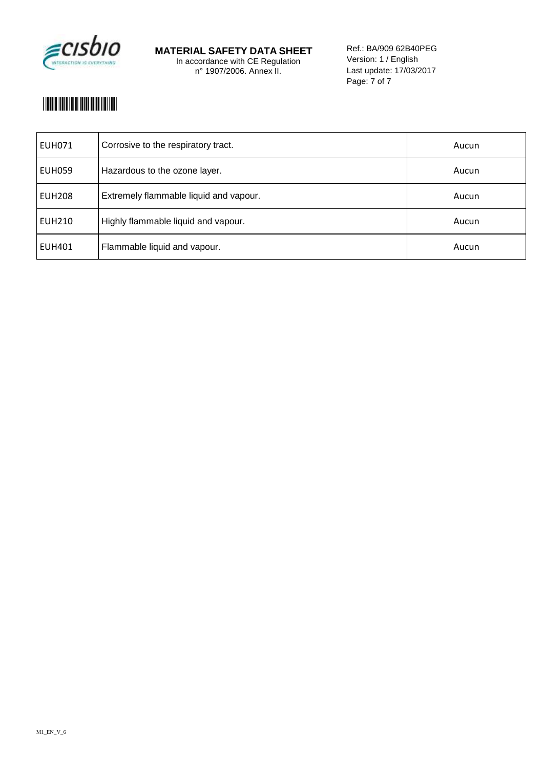| | | |
|---|---|---|
| EUH071 | Corrosive to the respiratory tract. | Aucun |
| EUH059 | Hazardous to the ozone layer. | Aucun |
| EUH208 | Extremely flammable liquid and vapour. | Aucun |
| EUH210 | Highly flammable liquid and vapour. | Aucun |
| EUH401 | Flammable liquid and vapour. | Aucun |